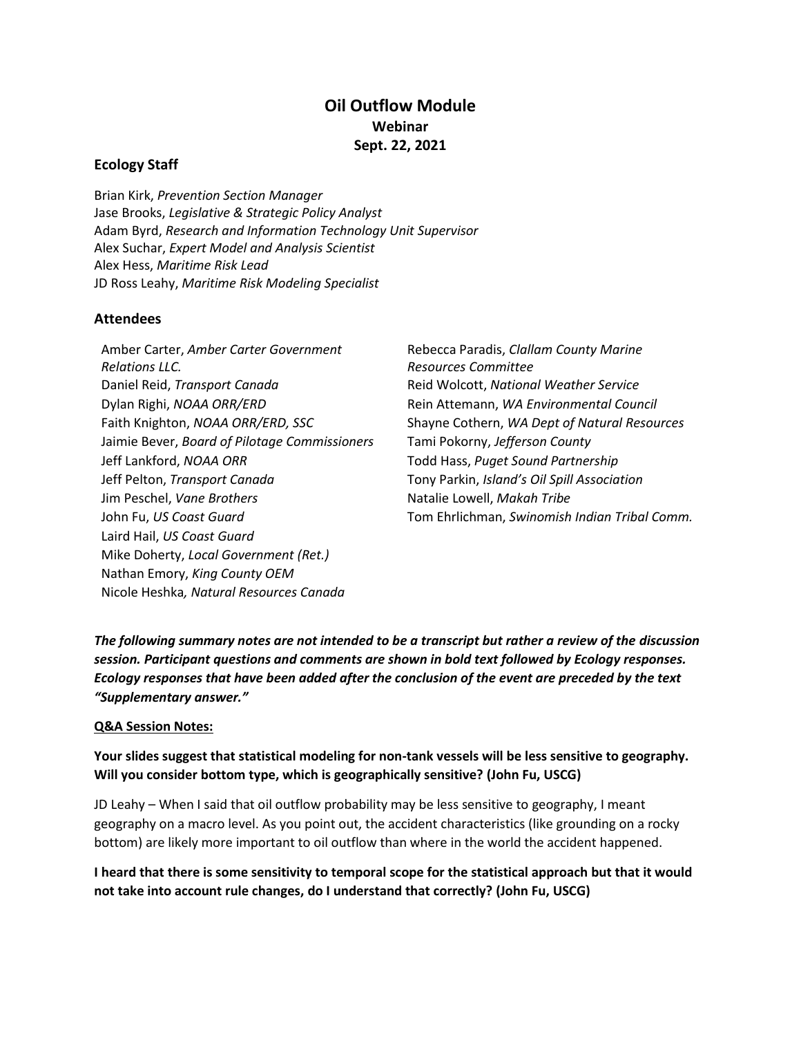# Oil Outflow Module

**Webinar**

**Sept. 22, 2021**

## Ecology Staff

Brian Kirk, *Prevention Section Manager*
Jase Brooks, *Legislative & Strategic Policy Analyst*
Adam Byrd, *Research and Information Technology Unit Supervisor*
Alex Suchar, *Expert Model and Analysis Scientist*
Alex Hess, *Maritime Risk Lead*
JD Ross Leahy, *Maritime Risk Modeling Specialist*

## Attendees

Amber Carter, *Amber Carter Government Relations LLC.*
Daniel Reid, *Transport Canada*
Dylan Righi, *NOAA ORR/ERD*
Faith Knighton, *NOAA ORR/ERD, SSC*
Jaimie Bever, *Board of Pilotage Commissioners*
Jeff Lankford, *NOAA ORR*
Jeff Pelton, *Transport Canada*
Jim Peschel, *Vane Brothers*
John Fu, *US Coast Guard*
Laird Hail, *US Coast Guard*
Mike Doherty, *Local Government (Ret.)*
Nathan Emory, *King County OEM*
Nicole Heshka*, Natural Resources Canada*
Rebecca Paradis, *Clallam County Marine Resources Committee*
Reid Wolcott, *National Weather Service*
Rein Attemann, *WA Environmental Council*
Shayne Cothern, *WA Dept of Natural Resources*
Tami Pokorny, *Jefferson County*
Todd Hass, *Puget Sound Partnership*
Tony Parkin, *Island's Oil Spill Association*
Natalie Lowell, *Makah Tribe*
Tom Ehrlichman, *Swinomish Indian Tribal Comm.*

***The following summary notes are not intended to be a transcript but rather a review of the discussion session. Participant questions and comments are shown in bold text followed by Ecology responses. Ecology responses that have been added after the conclusion of the event are preceded by the text "Supplementary answer."***

**Q&A Session Notes:**

**Your slides suggest that statistical modeling for non-tank vessels will be less sensitive to geography. Will you consider bottom type, which is geographically sensitive? (John Fu, USCG)**

JD Leahy – When I said that oil outflow probability may be less sensitive to geography, I meant geography on a macro level. As you point out, the accident characteristics (like grounding on a rocky bottom) are likely more important to oil outflow than where in the world the accident happened.

**I heard that there is some sensitivity to temporal scope for the statistical approach but that it would not take into account rule changes, do I understand that correctly? (John Fu, USCG)**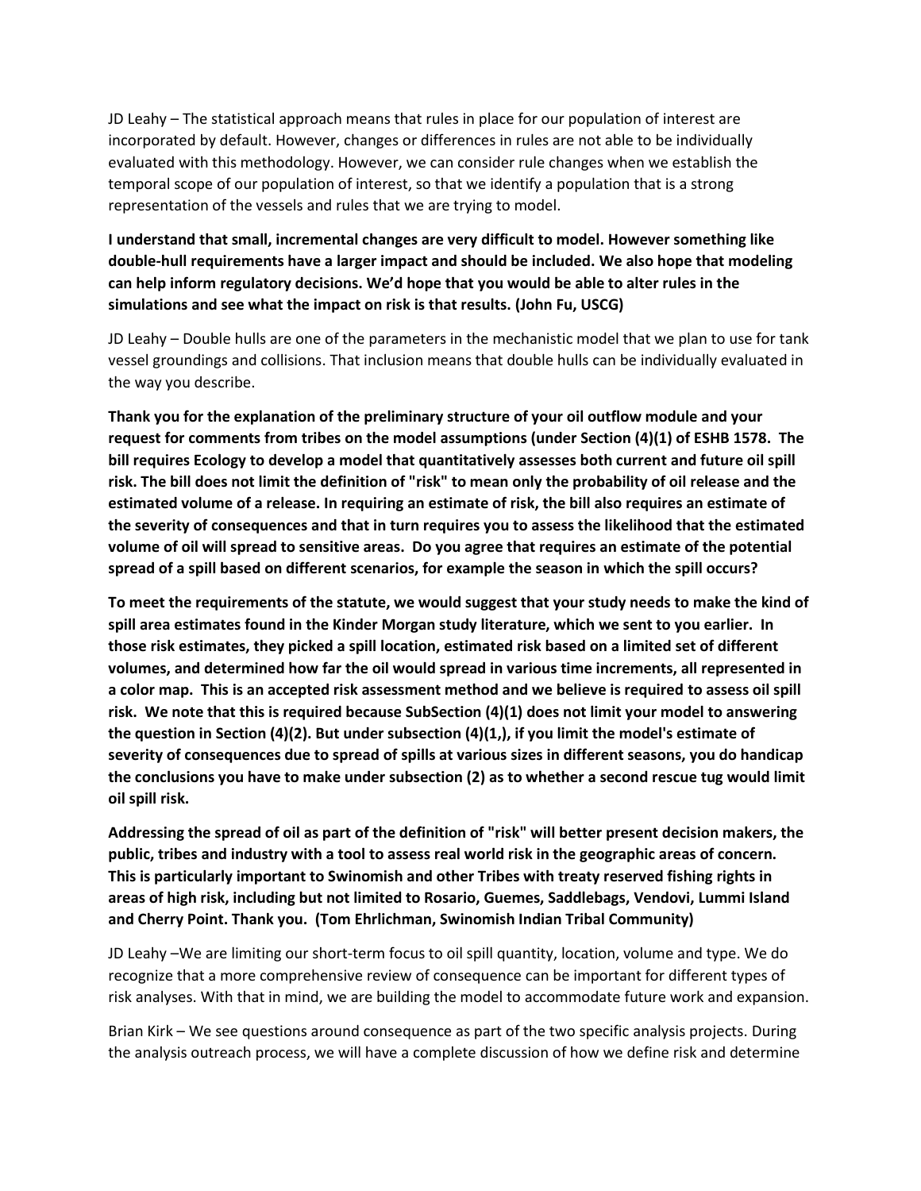JD Leahy – The statistical approach means that rules in place for our population of interest are incorporated by default. However, changes or differences in rules are not able to be individually evaluated with this methodology. However, we can consider rule changes when we establish the temporal scope of our population of interest, so that we identify a population that is a strong representation of the vessels and rules that we are trying to model.

**I understand that small, incremental changes are very difficult to model. However something like double-hull requirements have a larger impact and should be included. We also hope that modeling can help inform regulatory decisions. We'd hope that you would be able to alter rules in the simulations and see what the impact on risk is that results. (John Fu, USCG)**

JD Leahy – Double hulls are one of the parameters in the mechanistic model that we plan to use for tank vessel groundings and collisions. That inclusion means that double hulls can be individually evaluated in the way you describe.

**Thank you for the explanation of the preliminary structure of your oil outflow module and your request for comments from tribes on the model assumptions (under Section (4)(1) of ESHB 1578. The bill requires Ecology to develop a model that quantitatively assesses both current and future oil spill risk. The bill does not limit the definition of "risk" to mean only the probability of oil release and the estimated volume of a release. In requiring an estimate of risk, the bill also requires an estimate of the severity of consequences and that in turn requires you to assess the likelihood that the estimated volume of oil will spread to sensitive areas. Do you agree that requires an estimate of the potential spread of a spill based on different scenarios, for example the season in which the spill occurs?**

**To meet the requirements of the statute, we would suggest that your study needs to make the kind of spill area estimates found in the Kinder Morgan study literature, which we sent to you earlier. In those risk estimates, they picked a spill location, estimated risk based on a limited set of different volumes, and determined how far the oil would spread in various time increments, all represented in a color map. This is an accepted risk assessment method and we believe is required to assess oil spill risk. We note that this is required because SubSection (4)(1) does not limit your model to answering the question in Section (4)(2). But under subsection (4)(1,), if you limit the model's estimate of severity of consequences due to spread of spills at various sizes in different seasons, you do handicap the conclusions you have to make under subsection (2) as to whether a second rescue tug would limit oil spill risk.**

**Addressing the spread of oil as part of the definition of "risk" will better present decision makers, the public, tribes and industry with a tool to assess real world risk in the geographic areas of concern. This is particularly important to Swinomish and other Tribes with treaty reserved fishing rights in areas of high risk, including but not limited to Rosario, Guemes, Saddlebags, Vendovi, Lummi Island and Cherry Point. Thank you. (Tom Ehrlichman, Swinomish Indian Tribal Community)**

JD Leahy –We are limiting our short-term focus to oil spill quantity, location, volume and type. We do recognize that a more comprehensive review of consequence can be important for different types of risk analyses. With that in mind, we are building the model to accommodate future work and expansion.

Brian Kirk – We see questions around consequence as part of the two specific analysis projects. During the analysis outreach process, we will have a complete discussion of how we define risk and determine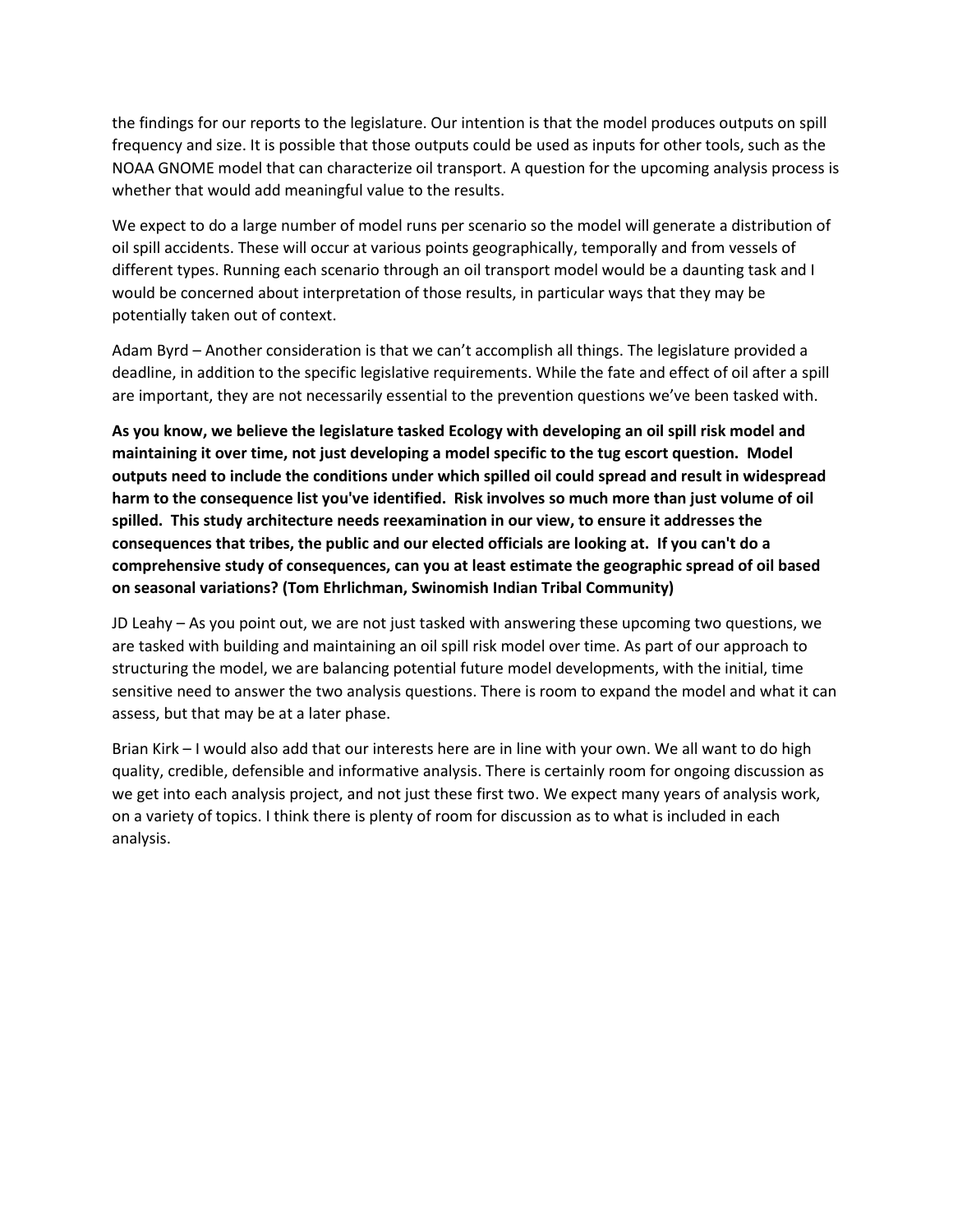the findings for our reports to the legislature. Our intention is that the model produces outputs on spill frequency and size. It is possible that those outputs could be used as inputs for other tools, such as the NOAA GNOME model that can characterize oil transport. A question for the upcoming analysis process is whether that would add meaningful value to the results.

We expect to do a large number of model runs per scenario so the model will generate a distribution of oil spill accidents. These will occur at various points geographically, temporally and from vessels of different types. Running each scenario through an oil transport model would be a daunting task and I would be concerned about interpretation of those results, in particular ways that they may be potentially taken out of context.

Adam Byrd – Another consideration is that we can't accomplish all things. The legislature provided a deadline, in addition to the specific legislative requirements. While the fate and effect of oil after a spill are important, they are not necessarily essential to the prevention questions we've been tasked with.

**As you know, we believe the legislature tasked Ecology with developing an oil spill risk model and maintaining it over time, not just developing a model specific to the tug escort question. Model outputs need to include the conditions under which spilled oil could spread and result in widespread harm to the consequence list you've identified. Risk involves so much more than just volume of oil spilled. This study architecture needs reexamination in our view, to ensure it addresses the consequences that tribes, the public and our elected officials are looking at. If you can't do a comprehensive study of consequences, can you at least estimate the geographic spread of oil based on seasonal variations? (Tom Ehrlichman, Swinomish Indian Tribal Community)**

JD Leahy – As you point out, we are not just tasked with answering these upcoming two questions, we are tasked with building and maintaining an oil spill risk model over time. As part of our approach to structuring the model, we are balancing potential future model developments, with the initial, time sensitive need to answer the two analysis questions. There is room to expand the model and what it can assess, but that may be at a later phase.

Brian Kirk – I would also add that our interests here are in line with your own. We all want to do high quality, credible, defensible and informative analysis. There is certainly room for ongoing discussion as we get into each analysis project, and not just these first two. We expect many years of analysis work, on a variety of topics. I think there is plenty of room for discussion as to what is included in each analysis.